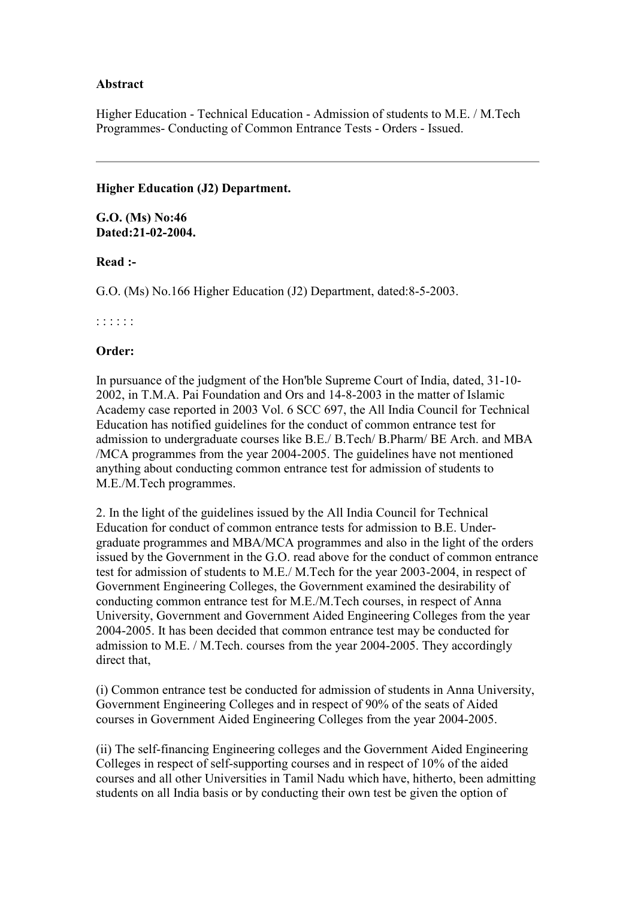**Abstract**

Higher Education - Technical Education - Admission of students to M.E. / M.Tech Programmes- Conducting of Common Entrance Tests - Orders - Issued.

---

**Higher Education (J2) Department.**

**G.O. (Ms) No:46**
**Dated:21-02-2004.**

**Read :-**

G.O. (Ms) No.166 Higher Education (J2) Department, dated:8-5-2003.

: : : : : :

**Order:**

In pursuance of the judgment of the Hon'ble Supreme Court of India, dated, 31-10-2002, in T.M.A. Pai Foundation and Ors and 14-8-2003 in the matter of Islamic Academy case reported in 2003 Vol. 6 SCC 697, the All India Council for Technical Education has notified guidelines for the conduct of common entrance test for admission to undergraduate courses like B.E./ B.Tech/ B.Pharm/ BE Arch. and MBA /MCA programmes from the year 2004-2005. The guidelines have not mentioned anything about conducting common entrance test for admission of students to M.E./M.Tech programmes.

2. In the light of the guidelines issued by the All India Council for Technical Education for conduct of common entrance tests for admission to B.E. Under-graduate programmes and MBA/MCA programmes and also in the light of the orders issued by the Government in the G.O. read above for the conduct of common entrance test for admission of students to M.E./ M.Tech for the year 2003-2004, in respect of Government Engineering Colleges, the Government examined the desirability of conducting common entrance test for M.E./M.Tech courses, in respect of Anna University, Government and Government Aided Engineering Colleges from the year 2004-2005. It has been decided that common entrance test may be conducted for admission to M.E. / M.Tech. courses from the year 2004-2005. They accordingly direct that,

(i) Common entrance test be conducted for admission of students in Anna University, Government Engineering Colleges and in respect of 90% of the seats of Aided courses in Government Aided Engineering Colleges from the year 2004-2005.

(ii) The self-financing Engineering colleges and the Government Aided Engineering Colleges in respect of self-supporting courses and in respect of 10% of the aided courses and all other Universities in Tamil Nadu which have, hitherto, been admitting students on all India basis or by conducting their own test be given the option of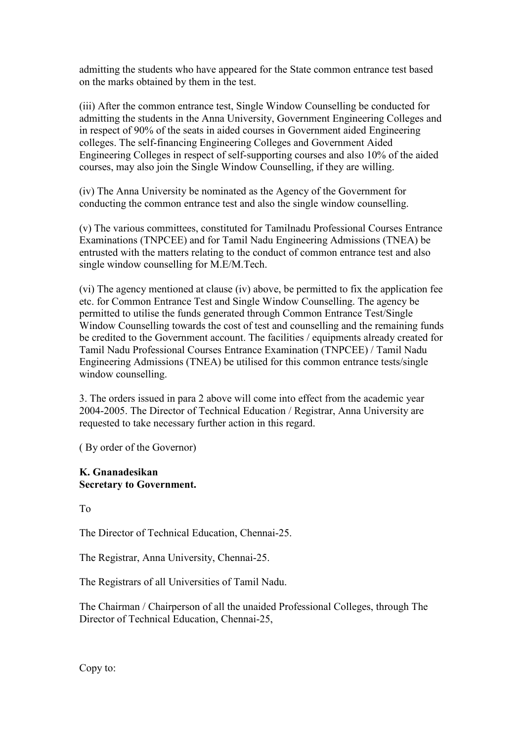admitting the students who have appeared for the State common entrance test based on the marks obtained by them in the test.

(iii) After the common entrance test, Single Window Counselling be conducted for admitting the students in the Anna University, Government Engineering Colleges and in respect of 90% of the seats in aided courses in Government aided Engineering colleges. The self-financing Engineering Colleges and Government Aided Engineering Colleges in respect of self-supporting courses and also 10% of the aided courses, may also join the Single Window Counselling, if they are willing.

(iv) The Anna University be nominated as the Agency of the Government for conducting the common entrance test and also the single window counselling.

(v) The various committees, constituted for Tamilnadu Professional Courses Entrance Examinations (TNPCEE) and for Tamil Nadu Engineering Admissions (TNEA) be entrusted with the matters relating to the conduct of common entrance test and also single window counselling for M.E/M.Tech.

(vi) The agency mentioned at clause (iv) above, be permitted to fix the application fee etc. for Common Entrance Test and Single Window Counselling. The agency be permitted to utilise the funds generated through Common Entrance Test/Single Window Counselling towards the cost of test and counselling and the remaining funds be credited to the Government account. The facilities / equipments already created for Tamil Nadu Professional Courses Entrance Examination (TNPCEE) / Tamil Nadu Engineering Admissions (TNEA) be utilised for this common entrance tests/single window counselling.

3. The orders issued in para 2 above will come into effect from the academic year 2004-2005. The Director of Technical Education / Registrar, Anna University are requested to take necessary further action in this regard.

( By order of the Governor)

**K. Gnanadesikan**
**Secretary to Government.**

To

The Director of Technical Education, Chennai-25.

The Registrar, Anna University, Chennai-25.

The Registrars of all Universities of Tamil Nadu.

The Chairman / Chairperson of all the unaided Professional Colleges, through The Director of Technical Education, Chennai-25,

Copy to: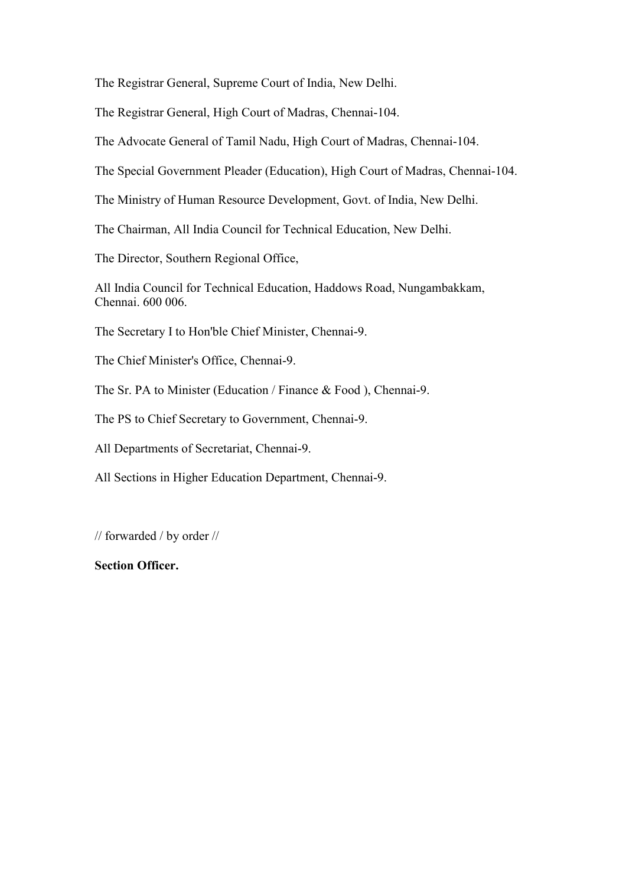The Registrar General, Supreme Court of India, New Delhi.

The Registrar General, High Court of Madras, Chennai-104.

The Advocate General of Tamil Nadu, High Court of Madras, Chennai-104.

The Special Government Pleader (Education), High Court of Madras, Chennai-104.

The Ministry of Human Resource Development, Govt. of India, New Delhi.

The Chairman, All India Council for Technical Education, New Delhi.

The Director, Southern Regional Office,

All India Council for Technical Education, Haddows Road, Nungambakkam, Chennai. 600 006.

The Secretary I to Hon'ble Chief Minister, Chennai-9.

The Chief Minister's Office, Chennai-9.

The Sr. PA to Minister (Education / Finance & Food ), Chennai-9.

The PS to Chief Secretary to Government, Chennai-9.

All Departments of Secretariat, Chennai-9.

All Sections in Higher Education Department, Chennai-9.

// forwarded / by order //

**Section Officer.**